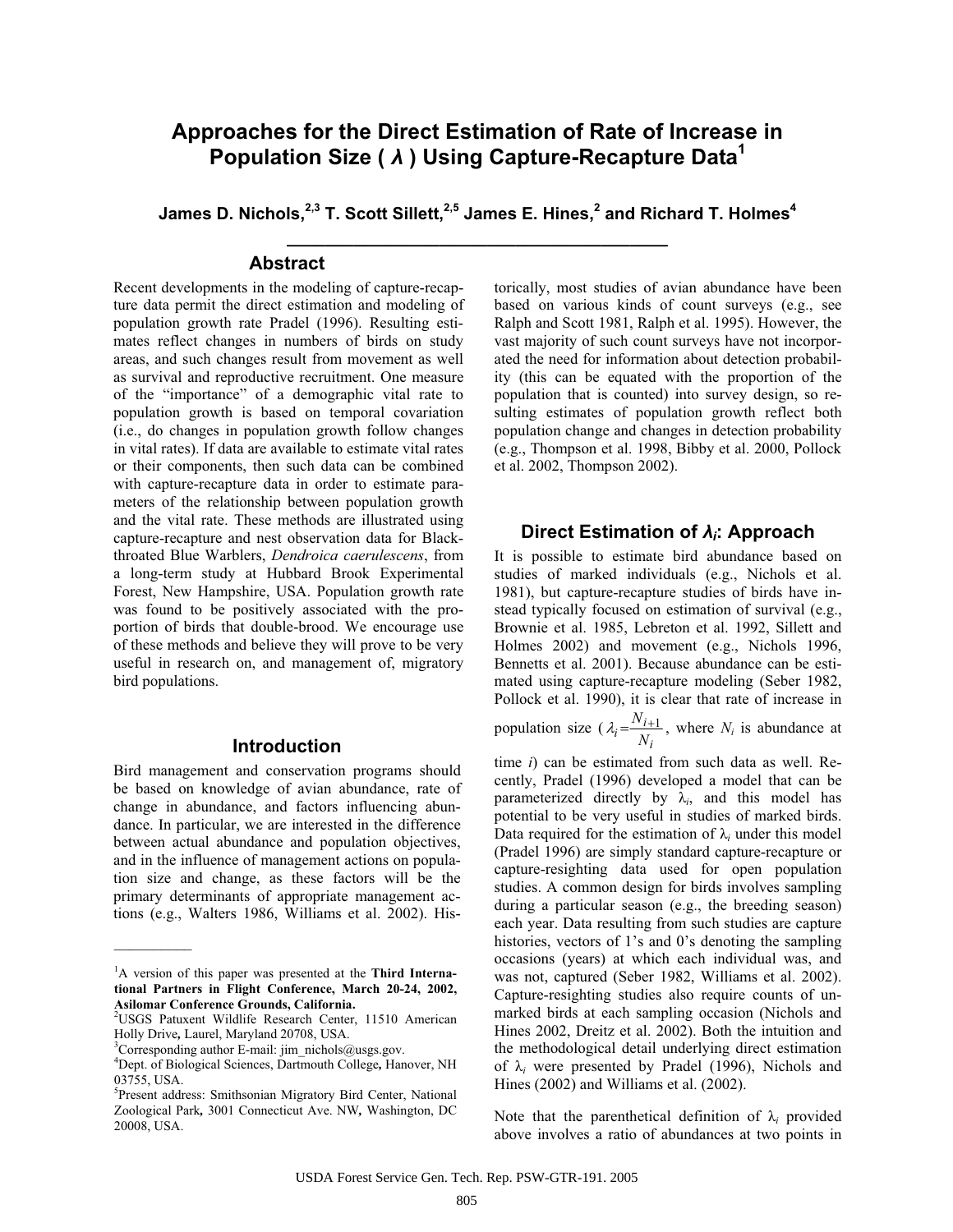# Approaches for the Direct Estimation of Rate of Increase in Population Size ( $\lambda$ ) Using Capture-Recapture Data[1]

**James D. Nichols,[2,3] T. Scott Sillett,[2,5] James E. Hines,[2] and Richard T. Holmes[4]**

## Abstract

Recent developments in the modeling of capture-recapture data permit the direct estimation and modeling of population growth rate Pradel (1996). Resulting estimates reflect changes in numbers of birds on study areas, and such changes result from movement as well as survival and reproductive recruitment. One measure of the "importance" of a demographic vital rate to population growth is based on temporal covariation (i.e., do changes in population growth follow changes in vital rates). If data are available to estimate vital rates or their components, then such data can be combined with capture-recapture data in order to estimate parameters of the relationship between population growth and the vital rate. These methods are illustrated using capture-recapture and nest observation data for Black-throated Blue Warblers, *Dendroica caerulescens*, from a long-term study at Hubbard Brook Experimental Forest, New Hampshire, USA. Population growth rate was found to be positively associated with the proportion of birds that double-brood. We encourage use of these methods and believe they will prove to be very useful in research on, and management of, migratory bird populations.

## Introduction

Bird management and conservation programs should be based on knowledge of avian abundance, rate of change in abundance, and factors influencing abundance. In particular, we are interested in the difference between actual abundance and population objectives, and in the influence of management actions on population size and change, as these factors will be the primary determinants of appropriate management actions (e.g., Walters 1986, Williams et al. 2002). Historically, most studies of avian abundance have been based on various kinds of count surveys (e.g., see Ralph and Scott 1981, Ralph et al. 1995). However, the vast majority of such count surveys have not incorporated the need for information about detection probability (this can be equated with the proportion of the population that is counted) into survey design, so resulting estimates of population growth reflect both population change and changes in detection probability (e.g., Thompson et al. 1998, Bibby et al. 2000, Pollock et al. 2002, Thompson 2002).

## Direct Estimation of $\lambda_i$: Approach

It is possible to estimate bird abundance based on studies of marked individuals (e.g., Nichols et al. 1981), but capture-recapture studies of birds have instead typically focused on estimation of survival (e.g., Brownie et al. 1985, Lebreton et al. 1992, Sillett and Holmes 2002) and movement (e.g., Nichols 1996, Bennetts et al. 2001). Because abundance can be estimated using capture-recapture modeling (Seber 1982, Pollock et al. 1990), it is clear that rate of increase in population size ( $\lambda_i = \frac{N_{i+1}}{N_i}$, where $N_i$ is abundance at time $i$) can be estimated from such data as well. Recently, Pradel (1996) developed a model that can be parameterized directly by $\lambda_i$, and this model has potential to be very useful in studies of marked birds. Data required for the estimation of $\lambda_i$ under this model (Pradel 1996) are simply standard capture-recapture or capture-resighting data used for open population studies. A common design for birds involves sampling during a particular season (e.g., the breeding season) each year. Data resulting from such studies are capture histories, vectors of 1's and 0's denoting the sampling occasions (years) at which each individual was, and was not, captured (Seber 1982, Williams et al. 2002). Capture-resighting studies also require counts of unmarked birds at each sampling occasion (Nichols and Hines 2002, Dreitz et al. 2002). Both the intuition and the methodological detail underlying direct estimation of $\lambda_i$ were presented by Pradel (1996), Nichols and Hines (2002) and Williams et al. (2002).

Note that the parenthetical definition of $\lambda_i$ provided above involves a ratio of abundances at two points in

---

[1] A version of this paper was presented at the **Third International Partners in Flight Conference, March 20-24, 2002, Asilomar Conference Grounds, California.**

[2] USGS Patuxent Wildlife Research Center, 11510 American Holly Drive, Laurel, Maryland 20708, USA.

[3] Corresponding author E-mail: jim_nichols@usgs.gov.

[4] Dept. of Biological Sciences, Dartmouth College, Hanover, NH 03755, USA.

[5] Present address: Smithsonian Migratory Bird Center, National Zoological Park, 3001 Connecticut Ave. NW, Washington, DC 20008, USA.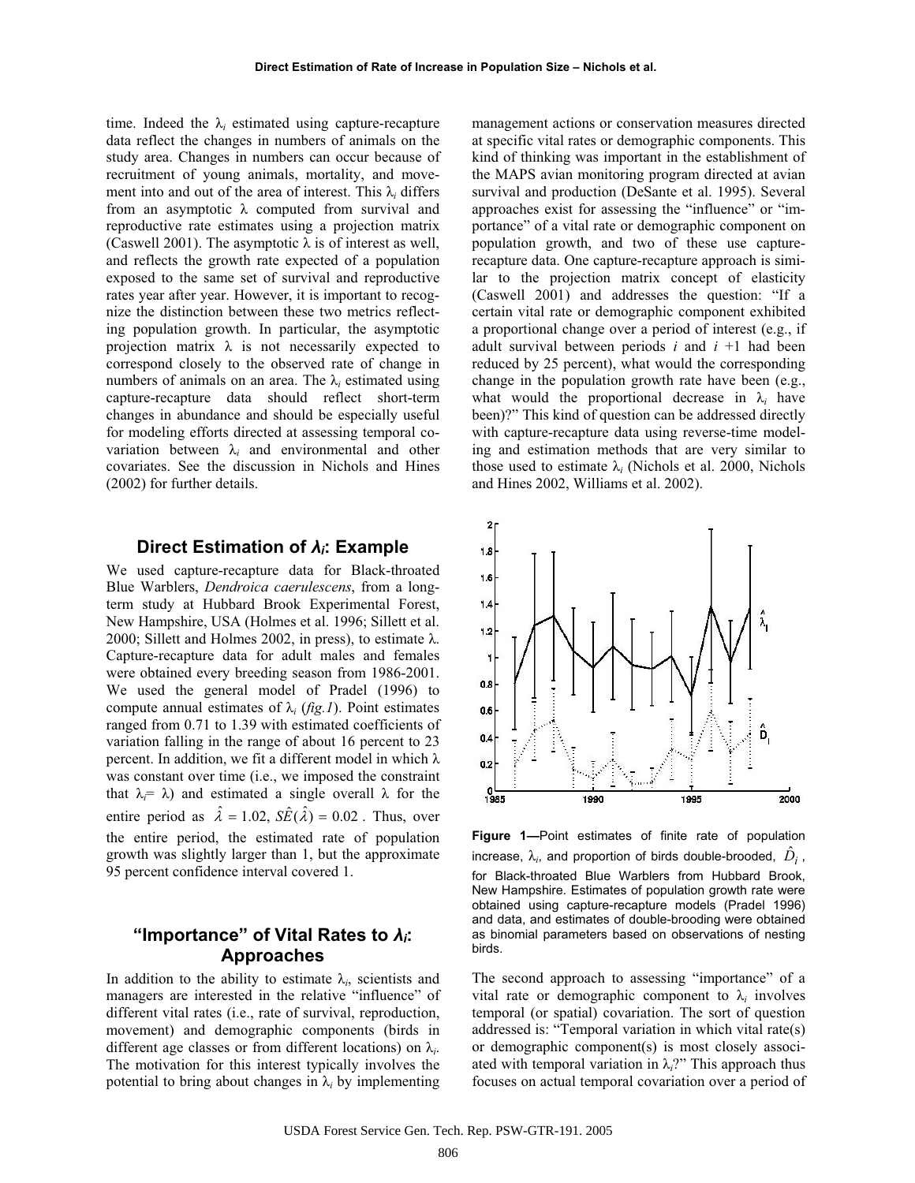time. Indeed the $\lambda_i$ estimated using capture-recapture data reflect the changes in numbers of animals on the study area. Changes in numbers can occur because of recruitment of young animals, mortality, and movement into and out of the area of interest. This $\lambda_i$ differs from an asymptotic $\lambda$ computed from survival and reproductive rate estimates using a projection matrix (Caswell 2001). The asymptotic $\lambda$ is of interest as well, and reflects the growth rate expected of a population exposed to the same set of survival and reproductive rates year after year. However, it is important to recognize the distinction between these two metrics reflecting population growth. In particular, the asymptotic projection matrix $\lambda$ is not necessarily expected to correspond closely to the observed rate of change in numbers of animals on an area. The $\lambda_i$ estimated using capture-recapture data should reflect short-term changes in abundance and should be especially useful for modeling efforts directed at assessing temporal covariation between $\lambda_i$ and environmental and other covariates. See the discussion in Nichols and Hines (2002) for further details.

## Direct Estimation of $\lambda_i$: Example

We used capture-recapture data for Black-throated Blue Warblers, *Dendroica caerulescens*, from a long-term study at Hubbard Brook Experimental Forest, New Hampshire, USA (Holmes et al. 1996; Sillett et al. 2000; Sillett and Holmes 2002, in press), to estimate $\lambda$. Capture-recapture data for adult males and females were obtained every breeding season from 1986-2001. We used the general model of Pradel (1996) to compute annual estimates of $\lambda_i$ (*fig.1*). Point estimates ranged from 0.71 to 1.39 with estimated coefficients of variation falling in the range of about 16 percent to 23 percent. In addition, we fit a different model in which $\lambda$ was constant over time (i.e., we imposed the constraint that $\lambda_i = \lambda$) and estimated a single overall $\lambda$ for the entire period as $\hat{\lambda} = 1.02$, $S\hat{E}(\hat{\lambda}) = 0.02$. Thus, over the entire period, the estimated rate of population growth was slightly larger than 1, but the approximate 95 percent confidence interval covered 1.

## "Importance" of Vital Rates to $\lambda_i$: Approaches

In addition to the ability to estimate $\lambda_i$, scientists and managers are interested in the relative "influence" of different vital rates (i.e., rate of survival, reproduction, movement) and demographic components (birds in different age classes or from different locations) on $\lambda_i$. The motivation for this interest typically involves the potential to bring about changes in $\lambda_i$ by implementing management actions or conservation measures directed at specific vital rates or demographic components. This kind of thinking was important in the establishment of the MAPS avian monitoring program directed at avian survival and production (DeSante et al. 1995). Several approaches exist for assessing the "influence" or "importance" of a vital rate or demographic component on population growth, and two of these use capture-recapture data. One capture-recapture approach is similar to the projection matrix concept of elasticity (Caswell 2001) and addresses the question: "If a certain vital rate or demographic component exhibited a proportional change over a period of interest (e.g., if adult survival between periods $i$ and $i$ +1 had been reduced by 25 percent), what would the corresponding change in the population growth rate have been (e.g., what would the proportional decrease in $\lambda_i$ have been)?" This kind of question can be addressed directly with capture-recapture data using reverse-time modeling and estimation methods that are very similar to those used to estimate $\lambda_i$ (Nichols et al. 2000, Nichols and Hines 2002, Williams et al. 2002).

**Figure 1—**Point estimates of finite rate of population increase, $\lambda_i$, and proportion of birds double-brooded, $\hat{D}_i$, for Black-throated Blue Warblers from Hubbard Brook, New Hampshire. Estimates of population growth rate were obtained using capture-recapture models (Pradel 1996) and data, and estimates of double-brooding were obtained as binomial parameters based on observations of nesting birds.

The second approach to assessing "importance" of a vital rate or demographic component to $\lambda_i$ involves temporal (or spatial) covariation. The sort of question addressed is: "Temporal variation in which vital rate(s) or demographic component(s) is most closely associated with temporal variation in $\lambda_i$?" This approach thus focuses on actual temporal covariation over a period of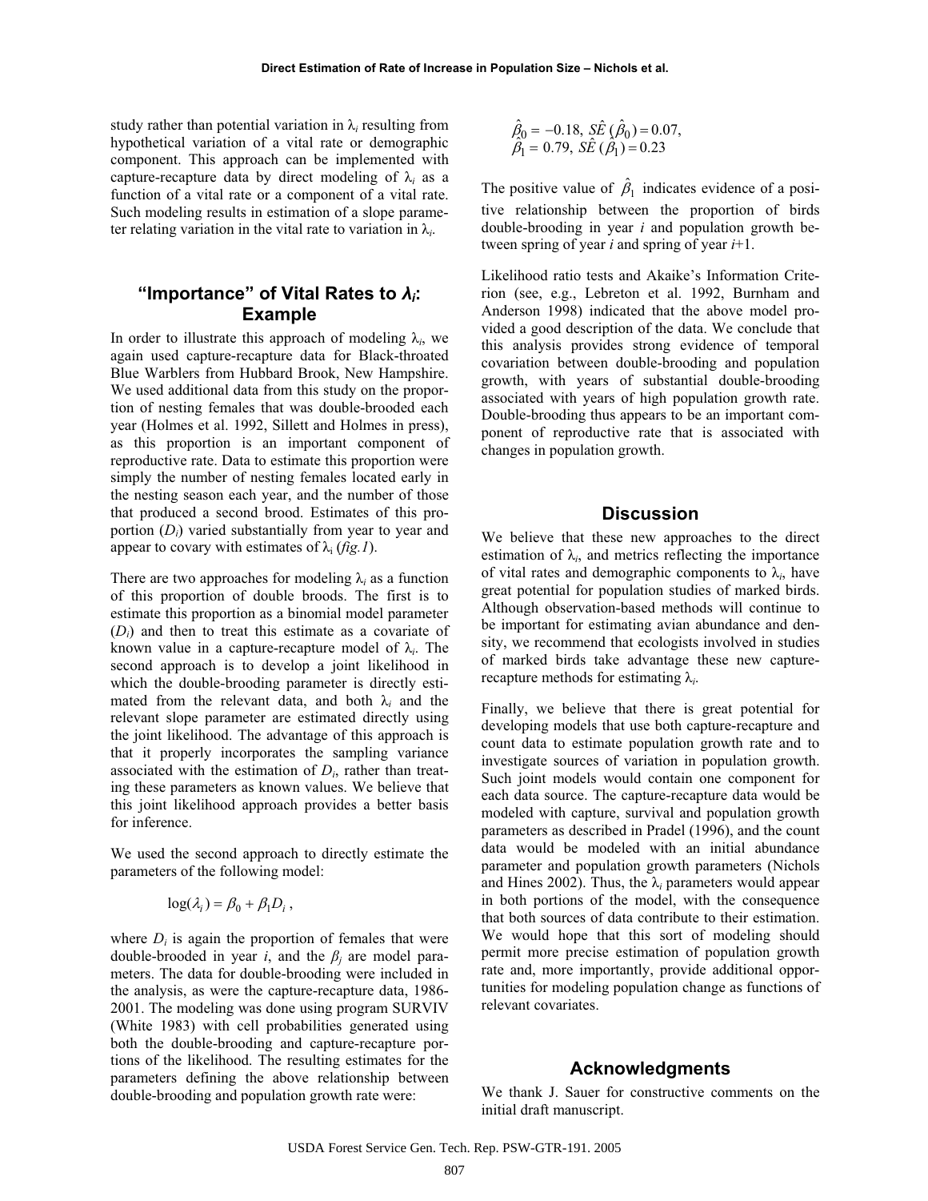study rather than potential variation in $\lambda_i$ resulting from hypothetical variation of a vital rate or demographic component. This approach can be implemented with capture-recapture data by direct modeling of $\lambda_i$ as a function of a vital rate or a component of a vital rate. Such modeling results in estimation of a slope parameter relating variation in the vital rate to variation in $\lambda_i$.

## "Importance" of Vital Rates to $\lambda_i$: Example

In order to illustrate this approach of modeling $\lambda_i$, we again used capture-recapture data for Black-throated Blue Warblers from Hubbard Brook, New Hampshire. We used additional data from this study on the proportion of nesting females that was double-brooded each year (Holmes et al. 1992, Sillett and Holmes in press), as this proportion is an important component of reproductive rate. Data to estimate this proportion were simply the number of nesting females located early in the nesting season each year, and the number of those that produced a second brood. Estimates of this proportion ($D_i$) varied substantially from year to year and appear to covary with estimates of $\lambda_i$ (*fig.1*).

There are two approaches for modeling $\lambda_i$ as a function of this proportion of double broods. The first is to estimate this proportion as a binomial model parameter ($D_i$) and then to treat this estimate as a covariate of known value in a capture-recapture model of $\lambda_i$. The second approach is to develop a joint likelihood in which the double-brooding parameter is directly estimated from the relevant data, and both $\lambda_i$ and the relevant slope parameter are estimated directly using the joint likelihood. The advantage of this approach is that it properly incorporates the sampling variance associated with the estimation of $D_i$, rather than treating these parameters as known values. We believe that this joint likelihood approach provides a better basis for inference.

We used the second approach to directly estimate the parameters of the following model:

$$\log(\lambda_i) = \beta_0 + \beta_1 D_i \,,$$

where $D_i$ is again the proportion of females that were double-brooded in year $i$, and the $\beta_j$ are model parameters. The data for double-brooding were included in the analysis, as were the capture-recapture data, 1986-2001. The modeling was done using program SURVIV (White 1983) with cell probabilities generated using both the double-brooding and capture-recapture portions of the likelihood. The resulting estimates for the parameters defining the above relationship between double-brooding and population growth rate were:

$$\hat{\beta}_0 = -0.18,\ \hat{SE}(\hat{\beta}_0) = 0.07,$$
$$\hat{\beta}_1 = 0.79,\ \hat{SE}(\hat{\beta}_1) = 0.23$$

The positive value of $\hat{\beta}_1$ indicates evidence of a positive relationship between the proportion of birds double-brooding in year $i$ and population growth between spring of year $i$ and spring of year $i$+1.

Likelihood ratio tests and Akaike's Information Criterion (see, e.g., Lebreton et al. 1992, Burnham and Anderson 1998) indicated that the above model provided a good description of the data. We conclude that this analysis provides strong evidence of temporal covariation between double-brooding and population growth, with years of substantial double-brooding associated with years of high population growth rate. Double-brooding thus appears to be an important component of reproductive rate that is associated with changes in population growth.

## Discussion

We believe that these new approaches to the direct estimation of $\lambda_i$, and metrics reflecting the importance of vital rates and demographic components to $\lambda_i$, have great potential for population studies of marked birds. Although observation-based methods will continue to be important for estimating avian abundance and density, we recommend that ecologists involved in studies of marked birds take advantage these new capture-recapture methods for estimating $\lambda_i$.

Finally, we believe that there is great potential for developing models that use both capture-recapture and count data to estimate population growth rate and to investigate sources of variation in population growth. Such joint models would contain one component for each data source. The capture-recapture data would be modeled with capture, survival and population growth parameters as described in Pradel (1996), and the count data would be modeled with an initial abundance parameter and population growth parameters (Nichols and Hines 2002). Thus, the $\lambda_i$ parameters would appear in both portions of the model, with the consequence that both sources of data contribute to their estimation. We would hope that this sort of modeling should permit more precise estimation of population growth rate and, more importantly, provide additional opportunities for modeling population change as functions of relevant covariates.

## Acknowledgments

We thank J. Sauer for constructive comments on the initial draft manuscript.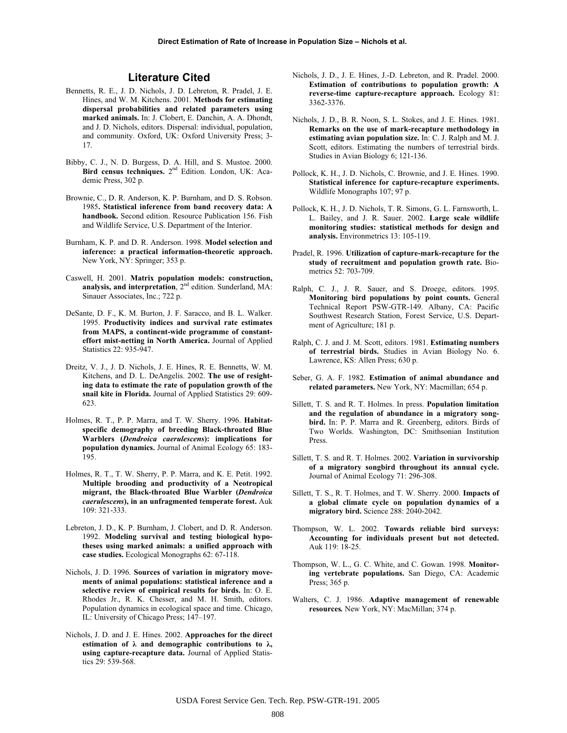## Literature Cited

Bennetts, R. E., J. D. Nichols, J. D. Lebreton, R. Pradel, J. E. Hines, and W. M. Kitchens. 2001. **Methods for estimating dispersal probabilities and related parameters using marked animals.** In: J. Clobert, E. Danchin, A. A. Dhondt, and J. D. Nichols, editors. Dispersal: individual, population, and community. Oxford, UK: Oxford University Press; 3-17.

Bibby, C. J., N. D. Burgess, D. A. Hill, and S. Mustoe. 2000. **Bird census techniques.** 2nd Edition. London, UK: Academic Press, 302 p.

Brownie, C., D. R. Anderson, K. P. Burnham, and D. S. Robson. 1985**. Statistical inference from band recovery data: A handbook.** Second edition. Resource Publication 156. Fish and Wildlife Service, U.S. Department of the Interior.

Burnham, K. P. and D. R. Anderson. 1998. **Model selection and inference: a practical information-theoretic approach.** New York, NY: Springer; 353 p.

Caswell, H. 2001. **Matrix population models: construction, analysis, and interpretation**, 2nd edition. Sunderland, MA: Sinauer Associates, Inc.; 722 p.

DeSante, D. F., K. M. Burton, J. F. Saracco, and B. L. Walker. 1995. **Productivity indices and survival rate estimates from MAPS, a continent-wide programme of constant-effort mist-netting in North America.** Journal of Applied Statistics 22: 935-947.

Dreitz, V. J., J. D. Nichols, J. E. Hines, R. E. Bennetts, W. M. Kitchens, and D. L. DeAngelis. 2002. **The use of resighting data to estimate the rate of population growth of the snail kite in Florida.** Journal of Applied Statistics 29: 609-623.

Holmes, R. T., P. P. Marra, and T. W. Sherry. 1996. **Habitat-specific demography of breeding Black-throated Blue Warblers (*Dendroica caerulescens*): implications for population dynamics.** Journal of Animal Ecology 65: 183-195.

Holmes, R. T., T. W. Sherry, P. P. Marra, and K. E. Petit. 1992. **Multiple brooding and productivity of a Neotropical migrant, the Black-throated Blue Warbler (*Dendroica caerulescens*), in an unfragmented temperate forest.** Auk 109: 321-333.

Lebreton, J. D., K. P. Burnham, J. Clobert, and D. R. Anderson. 1992. **Modeling survival and testing biological hypotheses using marked animals: a unified approach with case studies.** Ecological Monographs 62: 67-118.

Nichols, J. D. 1996. **Sources of variation in migratory movements of animal populations: statistical inference and a selective review of empirical results for birds.** In: O. E. Rhodes Jr., R. K. Chesser, and M. H. Smith, editors. Population dynamics in ecological space and time. Chicago, IL: University of Chicago Press; 147–197.

Nichols, J. D. and J. E. Hines. 2002. **Approaches for the direct estimation of λ and demographic contributions to λ, using capture-recapture data.** Journal of Applied Statistics 29: 539-568.

Nichols, J. D., J. E. Hines, J.-D. Lebreton, and R. Pradel. 2000. **Estimation of contributions to population growth: A reverse-time capture-recapture approach.** Ecology 81: 3362-3376.

Nichols, J. D., B. R. Noon, S. L. Stokes, and J. E. Hines. 1981. **Remarks on the use of mark-recapture methodology in estimating avian population size.** In: C. J. Ralph and M. J. Scott, editors. Estimating the numbers of terrestrial birds. Studies in Avian Biology 6; 121-136.

Pollock, K. H., J. D. Nichols, C. Brownie, and J. E. Hines. 1990. **Statistical inference for capture-recapture experiments.** Wildlife Monographs 107; 97 p.

Pollock, K. H., J. D. Nichols, T. R. Simons, G. L. Farnsworth, L. L. Bailey, and J. R. Sauer. 2002. **Large scale wildlife monitoring studies: statistical methods for design and analysis.** Environmetrics 13: 105-119.

Pradel, R. 1996. **Utilization of capture-mark-recapture for the study of recruitment and population growth rate.** Biometrics 52: 703-709.

Ralph, C. J., J. R. Sauer, and S. Droege, editors. 1995. **Monitoring bird populations by point counts.** General Technical Report PSW-GTR-149. Albany, CA: Pacific Southwest Research Station, Forest Service, U.S. Department of Agriculture; 181 p.

Ralph, C. J. and J. M. Scott, editors. 1981. **Estimating numbers of terrestrial birds.** Studies in Avian Biology No. 6. Lawrence, KS: Allen Press; 630 p.

Seber, G. A. F. 1982. **Estimation of animal abundance and related parameters.** New York, NY: Macmillan; 654 p.

Sillett, T. S. and R. T. Holmes. In press. **Population limitation and the regulation of abundance in a migratory songbird.** In: P. P. Marra and R. Greenberg, editors. Birds of Two Worlds. Washington, DC: Smithsonian Institution Press.

Sillett, T. S. and R. T. Holmes. 2002. **Variation in survivorship of a migratory songbird throughout its annual cycle.** Journal of Animal Ecology 71: 296-308.

Sillett, T. S., R. T. Holmes, and T. W. Sherry. 2000. **Impacts of a global climate cycle on population dynamics of a migratory bird.** Science 288: 2040-2042.

Thompson, W. L. 2002. **Towards reliable bird surveys: Accounting for individuals present but not detected.** Auk 119: 18-25.

Thompson, W. L., G. C. White, and C. Gowan. 1998. **Monitoring vertebrate populations.** San Diego, CA: Academic Press; 365 p.

Walters, C. J. 1986. **Adaptive management of renewable resources.** New York, NY: MacMillan; 374 p.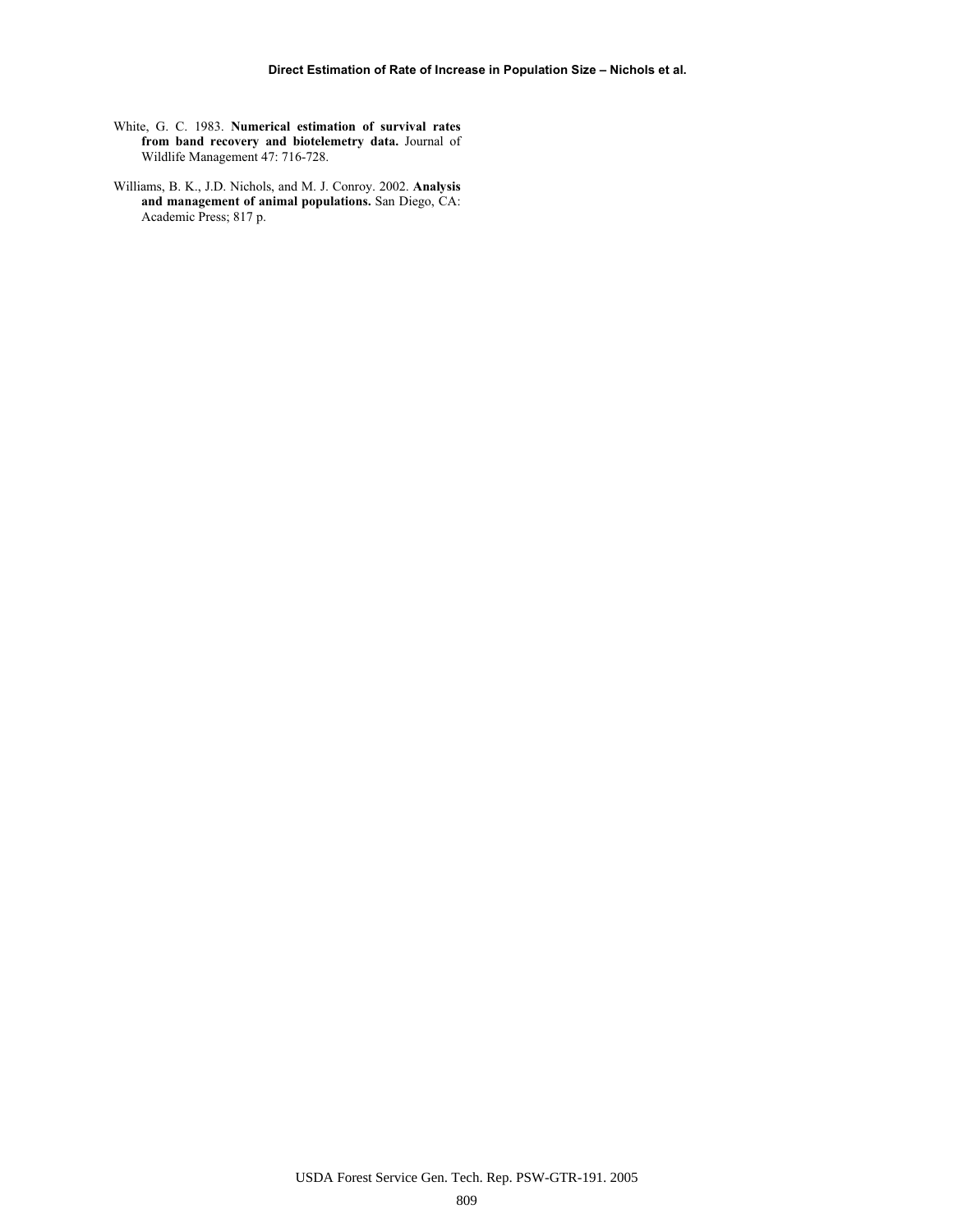White, G. C. 1983. **Numerical estimation of survival rates from band recovery and biotelemetry data.** Journal of Wildlife Management 47: 716-728.

Williams, B. K., J.D. Nichols, and M. J. Conroy. 2002. **Analysis and management of animal populations.** San Diego, CA: Academic Press; 817 p.